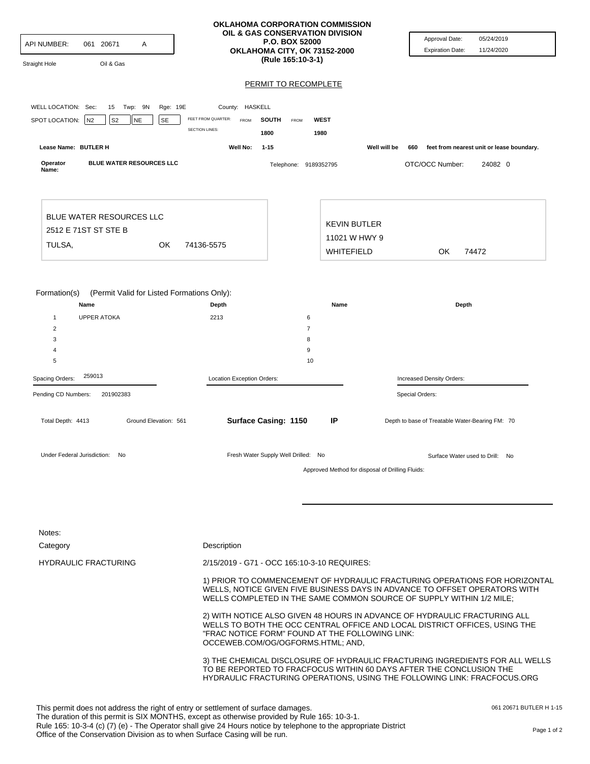API NUMBER: 061 20671 A

Straight Hole Oil & Gas

**OKLAHOMA CORPORATION COMMISSION**
**OIL & GAS CONSERVATION DIVISION**
**P.O. BOX 52000**
**OKLAHOMA CITY, OK 73152-2000**
**(Rule 165:10-3-1)**

Approval Date: 05/24/2019
Expiration Date: 11/24/2020

## PERMIT TO RECOMPLETE

WELL LOCATION: Sec: 15 Twp: 9N Rge: 19E County: HASKELL

SPOT LOCATION: N2 S2 NE SE

FEET FROM QUARTER: FROM **SOUTH** FROM **WEST**
SECTION LINES: 1800 1980

**Lease Name: BUTLER H** **Well No: 1-15** **Well will be 660 feet from nearest unit or lease boundary.**

**Operator Name: BLUE WATER RESOURCES LLC** Telephone: 9189352795 OTC/OCC Number: 24082 0

BLUE WATER RESOURCES LLC
2512 E 71ST ST STE B
TULSA, OK 74136-5575

KEVIN BUTLER
11021 W HWY 9
WHITEFIELD OK 74472

Formation(s) (Permit Valid for Listed Formations Only):

| | Name | Depth | | Name | Depth |
|---|---|---|---|---|---|
| 1 | UPPER ATOKA | 2213 | 6 | | |
| 2 | | | 7 | | |
| 3 | | | 8 | | |
| 4 | | | 9 | | |
| 5 | | | 10 | | |

Spacing Orders: 259013

Location Exception Orders:

Increased Density Orders:

Pending CD Numbers: 201902383

Special Orders:

Total Depth: 4413 Ground Elevation: 561 **Surface Casing: 1150 IP** Depth to base of Treatable Water-Bearing FM: 70

Under Federal Jurisdiction: No Fresh Water Supply Well Drilled: No Surface Water used to Drill: No

Approved Method for disposal of Drilling Fluids:

Notes:

| Category | Description |
|---|---|
| HYDRAULIC FRACTURING | 2/15/2019 - G71 - OCC 165:10-3-10 REQUIRES:<br><br>1) PRIOR TO COMMENCEMENT OF HYDRAULIC FRACTURING OPERATIONS FOR HORIZONTAL WELLS, NOTICE GIVEN FIVE BUSINESS DAYS IN ADVANCE TO OFFSET OPERATORS WITH WELLS COMPLETED IN THE SAME COMMON SOURCE OF SUPPLY WITHIN 1/2 MILE;<br><br>2) WITH NOTICE ALSO GIVEN 48 HOURS IN ADVANCE OF HYDRAULIC FRACTURING ALL WELLS TO BOTH THE OCC CENTRAL OFFICE AND LOCAL DISTRICT OFFICES, USING THE "FRAC NOTICE FORM" FOUND AT THE FOLLOWING LINK: OCCEWEB.COM/OG/OGFORMS.HTML; AND,<br><br>3) THE CHEMICAL DISCLOSURE OF HYDRAULIC FRACTURING INGREDIENTS FOR ALL WELLS TO BE REPORTED TO FRACFOCUS WITHIN 60 DAYS AFTER THE CONCLUSION THE HYDRAULIC FRACTURING OPERATIONS, USING THE FOLLOWING LINK: FRACFOCUS.ORG |

This permit does not address the right of entry or settlement of surface damages.
The duration of this permit is SIX MONTHS, except as otherwise provided by Rule 165: 10-3-1.
Rule 165: 10-3-4 (c) (7) (e) - The Operator shall give 24 Hours notice by telephone to the appropriate District Office of the Conservation Division as to when Surface Casing will be run.

061 20671 BUTLER H 1-15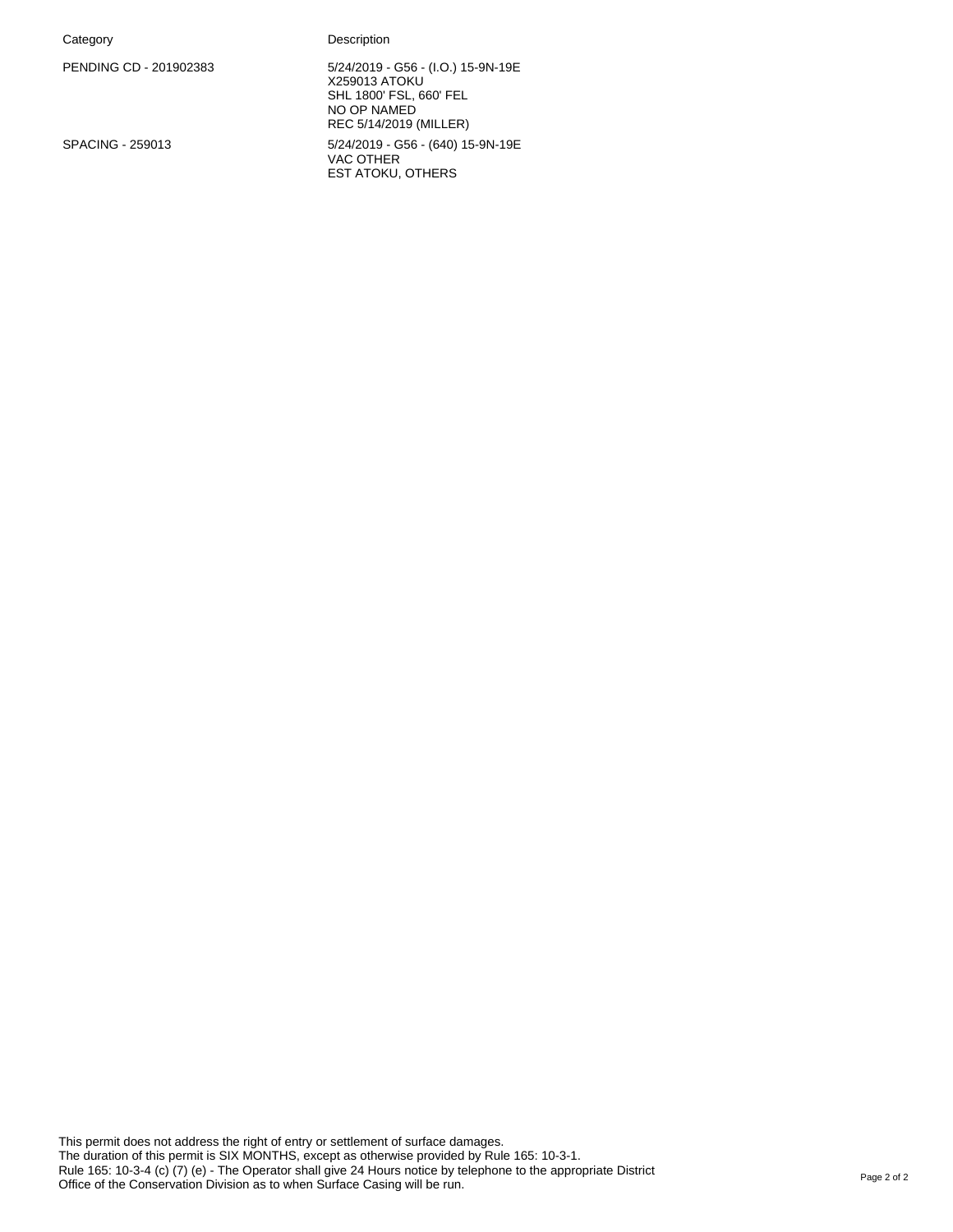| Category | Description |
| --- | --- |
| PENDING CD - 201902383 | 5/24/2019 - G56 - (I.O.) 15-9N-19E<br>X259013 ATOKU<br>SHL 1800' FSL, 660' FEL<br>NO OP NAMED<br>REC 5/14/2019 (MILLER) |
| SPACING - 259013 | 5/24/2019 - G56 - (640) 15-9N-19E<br>VAC OTHER<br>EST ATOKU, OTHERS |

This permit does not address the right of entry or settlement of surface damages.
The duration of this permit is SIX MONTHS, except as otherwise provided by Rule 165: 10-3-1.
Rule 165: 10-3-4 (c) (7) (e) - The Operator shall give 24 Hours notice by telephone to the appropriate District Office of the Conservation Division as to when Surface Casing will be run.